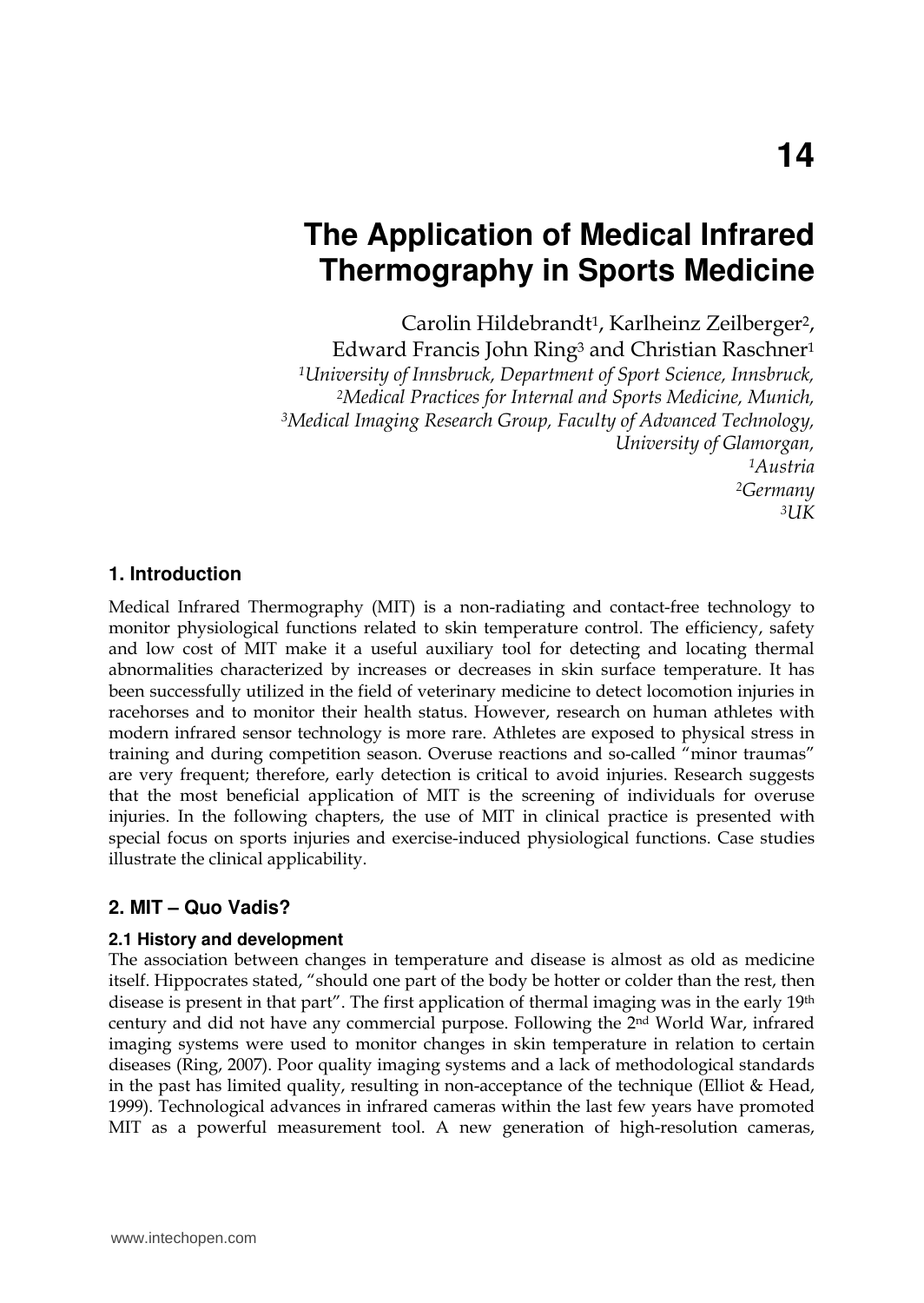# 14

# The Application of Medical Infrared Thermography in Sports Medicine

Carolin Hildebrandt[1], Karlheinz Zeilberger[2], Edward Francis John Ring[3] and Christian Raschner[1]

*[1]University of Innsbruck, Department of Sport Science, Innsbruck,*
*[2]Medical Practices for Internal and Sports Medicine, Munich,*
*[3]Medical Imaging Research Group, Faculty of Advanced Technology, University of Glamorgan,*
*[1]Austria*
*[2]Germany*
*[3]UK*

## 1. Introduction

Medical Infrared Thermography (MIT) is a non-radiating and contact-free technology to monitor physiological functions related to skin temperature control. The efficiency, safety and low cost of MIT make it a useful auxiliary tool for detecting and locating thermal abnormalities characterized by increases or decreases in skin surface temperature. It has been successfully utilized in the field of veterinary medicine to detect locomotion injuries in racehorses and to monitor their health status. However, research on human athletes with modern infrared sensor technology is more rare. Athletes are exposed to physical stress in training and during competition season. Overuse reactions and so-called "minor traumas" are very frequent; therefore, early detection is critical to avoid injuries. Research suggests that the most beneficial application of MIT is the screening of individuals for overuse injuries. In the following chapters, the use of MIT in clinical practice is presented with special focus on sports injuries and exercise-induced physiological functions. Case studies illustrate the clinical applicability.

## 2. MIT – Quo Vadis?

### 2.1 History and development

The association between changes in temperature and disease is almost as old as medicine itself. Hippocrates stated, "should one part of the body be hotter or colder than the rest, then disease is present in that part". The first application of thermal imaging was in the early 19th century and did not have any commercial purpose. Following the 2nd World War, infrared imaging systems were used to monitor changes in skin temperature in relation to certain diseases (Ring, 2007). Poor quality imaging systems and a lack of methodological standards in the past has limited quality, resulting in non-acceptance of the technique (Elliot & Head, 1999). Technological advances in infrared cameras within the last few years have promoted MIT as a powerful measurement tool. A new generation of high-resolution cameras,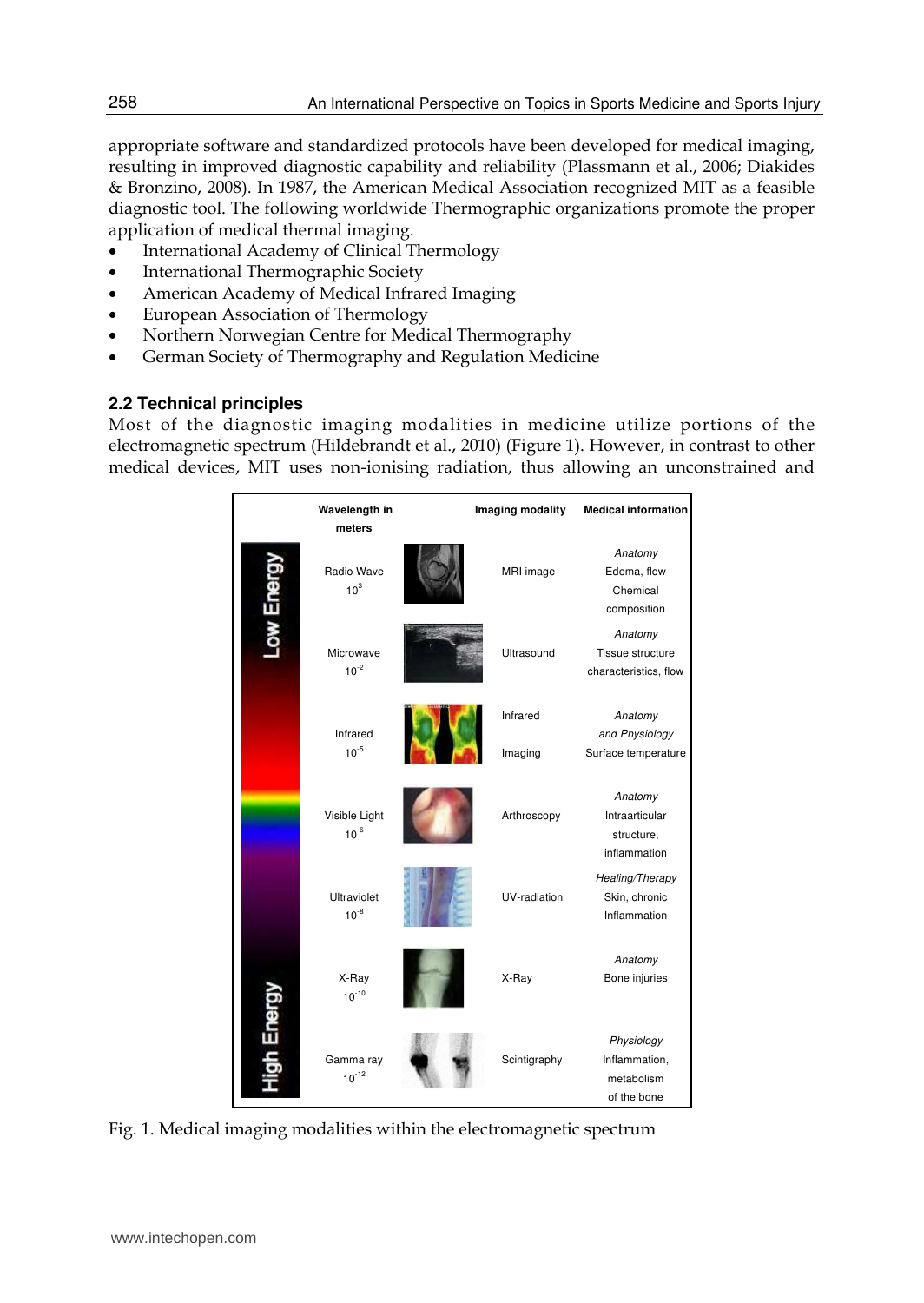appropriate software and standardized protocols have been developed for medical imaging, resulting in improved diagnostic capability and reliability (Plassmann et al., 2006; Diakides & Bronzino, 2008). In 1987, the American Medical Association recognized MIT as a feasible diagnostic tool. The following worldwide Thermographic organizations promote the proper application of medical thermal imaging.

- International Academy of Clinical Thermology
- International Thermographic Society
- American Academy of Medical Infrared Imaging
- European Association of Thermology
- Northern Norwegian Centre for Medical Thermography
- German Society of Thermography and Regulation Medicine

## 2.2 Technical principles

Most of the diagnostic imaging modalities in medicine utilize portions of the electromagnetic spectrum (Hildebrandt et al., 2010) (Figure 1). However, in contrast to other medical devices, MIT uses non-ionising radiation, thus allowing an unconstrained and

| Energy | Wavelength in meters | Imaging modality | Medical information |
|---|---|---|---|
| Low Energy | Radio Wave $10^{3}$ | MRI image | *Anatomy* Edema, flow Chemical composition |
| | Microwave $10^{-2}$ | Ultrasound | *Anatomy* Tissue structure characteristics, flow |
| | Infrared $10^{-5}$ | Infrared Imaging | *Anatomy and Physiology* Surface temperature |
| | Visible Light $10^{-6}$ | Arthroscopy | *Anatomy* Intraarticular structure, inflammation |
| | Ultraviolet $10^{-8}$ | UV-radiation | *Healing/Therapy* Skin, chronic Inflammation |
| | X-Ray $10^{-10}$ | X-Ray | *Anatomy* Bone injuries |
| High Energy | Gamma ray $10^{-12}$ | Scintigraphy | *Physiology* Inflammation, metabolism of the bone |

Fig. 1. Medical imaging modalities within the electromagnetic spectrum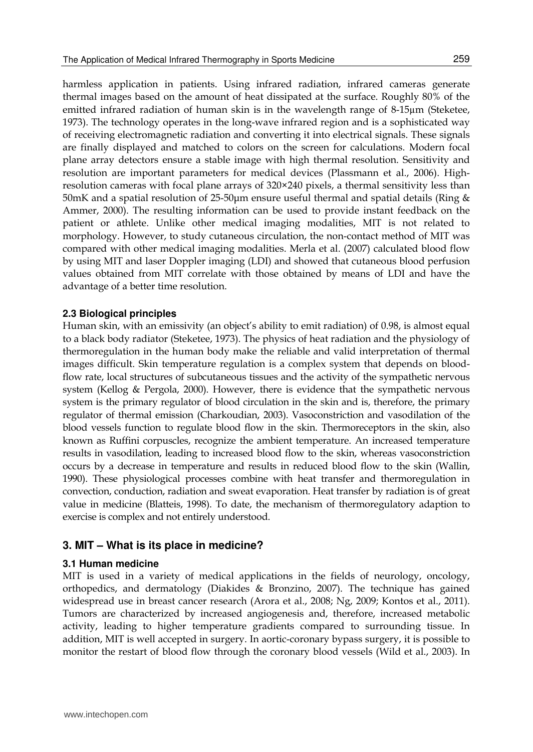harmless application in patients. Using infrared radiation, infrared cameras generate thermal images based on the amount of heat dissipated at the surface. Roughly 80% of the emitted infrared radiation of human skin is in the wavelength range of 8-15μm (Steketee, 1973). The technology operates in the long-wave infrared region and is a sophisticated way of receiving electromagnetic radiation and converting it into electrical signals. These signals are finally displayed and matched to colors on the screen for calculations. Modern focal plane array detectors ensure a stable image with high thermal resolution. Sensitivity and resolution are important parameters for medical devices (Plassmann et al., 2006). High-resolution cameras with focal plane arrays of 320×240 pixels, a thermal sensitivity less than 50mK and a spatial resolution of 25-50μm ensure useful thermal and spatial details (Ring & Ammer, 2000). The resulting information can be used to provide instant feedback on the patient or athlete. Unlike other medical imaging modalities, MIT is not related to morphology. However, to study cutaneous circulation, the non-contact method of MIT was compared with other medical imaging modalities. Merla et al. (2007) calculated blood flow by using MIT and laser Doppler imaging (LDI) and showed that cutaneous blood perfusion values obtained from MIT correlate with those obtained by means of LDI and have the advantage of a better time resolution.

### 2.3 Biological principles

Human skin, with an emissivity (an object's ability to emit radiation) of 0.98, is almost equal to a black body radiator (Steketee, 1973). The physics of heat radiation and the physiology of thermoregulation in the human body make the reliable and valid interpretation of thermal images difficult. Skin temperature regulation is a complex system that depends on blood-flow rate, local structures of subcutaneous tissues and the activity of the sympathetic nervous system (Kellog & Pergola, 2000). However, there is evidence that the sympathetic nervous system is the primary regulator of blood circulation in the skin and is, therefore, the primary regulator of thermal emission (Charkoudian, 2003). Vasoconstriction and vasodilation of the blood vessels function to regulate blood flow in the skin. Thermoreceptors in the skin, also known as Ruffini corpuscles, recognize the ambient temperature. An increased temperature results in vasodilation, leading to increased blood flow to the skin, whereas vasoconstriction occurs by a decrease in temperature and results in reduced blood flow to the skin (Wallin, 1990). These physiological processes combine with heat transfer and thermoregulation in convection, conduction, radiation and sweat evaporation. Heat transfer by radiation is of great value in medicine (Blatteis, 1998). To date, the mechanism of thermoregulatory adaption to exercise is complex and not entirely understood.

## 3. MIT – What is its place in medicine?

### 3.1 Human medicine

MIT is used in a variety of medical applications in the fields of neurology, oncology, orthopedics, and dermatology (Diakides & Bronzino, 2007). The technique has gained widespread use in breast cancer research (Arora et al., 2008; Ng, 2009; Kontos et al., 2011). Tumors are characterized by increased angiogenesis and, therefore, increased metabolic activity, leading to higher temperature gradients compared to surrounding tissue. In addition, MIT is well accepted in surgery. In aortic-coronary bypass surgery, it is possible to monitor the restart of blood flow through the coronary blood vessels (Wild et al., 2003). In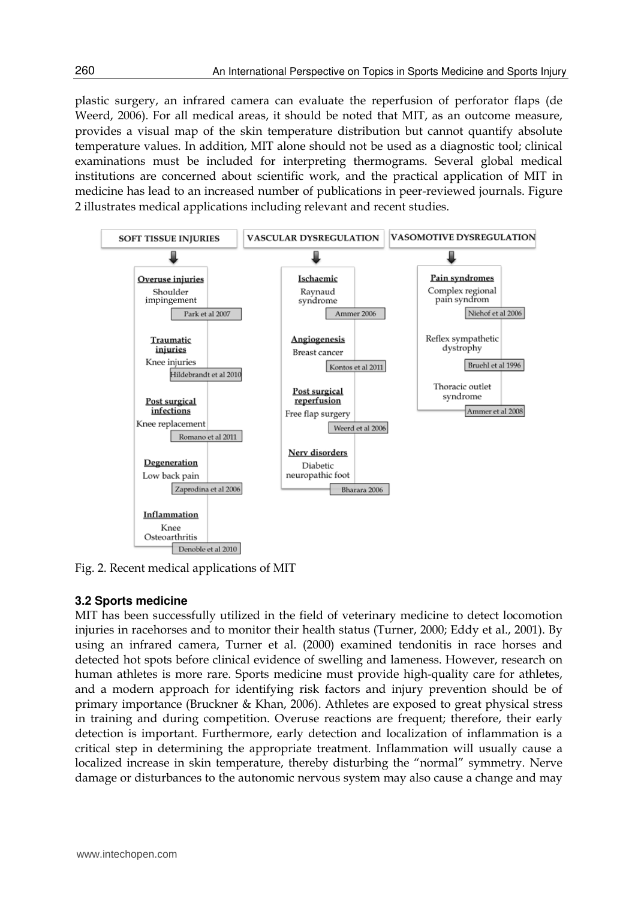plastic surgery, an infrared camera can evaluate the reperfusion of perforator flaps (de Weerd, 2006). For all medical areas, it should be noted that MIT, as an outcome measure, provides a visual map of the skin temperature distribution but cannot quantify absolute temperature values. In addition, MIT alone should not be used as a diagnostic tool; clinical examinations must be included for interpreting thermograms. Several global medical institutions are concerned about scientific work, and the practical application of MIT in medicine has lead to an increased number of publications in peer-reviewed journals. Figure 2 illustrates medical applications including relevant and recent studies.

**SOFT TISSUE INJURIES**

- **Overuse injuries** – Shoulder impingement (Park et al 2007)
- **Traumatic injuries** – Knee injuries (Hildebrandt et al 2010)
- **Post surgical infections** – Knee replacement (Romano et al 2011)
- **Degeneration** – Low back pain (Zaprodina et al 2006)
- **Inflammation** – Knee Osteoarthritis (Denoble et al 2010)

**VASCULAR DYSREGULATION**

- **Ischaemic** – Raynaud syndrome (Ammer 2006)
- **Angiogenesis** – Breast cancer (Kontos et al 2011)
- **Post surgical reperfusion** – Free flap surgery (Weerd et al 2006)
- **Nerv disorders** – Diabetic neuropathic foot (Bharara 2006)

**VASOMOTIVE DYSREGULATION**

- **Pain syndromes** – Complex regional pain syndrom (Niehof et al 2006)
- Reflex sympathetic dystrophy (Bruehl et al 1996)
- Thoracic outlet syndrome (Ammer et al 2008)

Fig. 2. Recent medical applications of MIT

### 3.2 Sports medicine

MIT has been successfully utilized in the field of veterinary medicine to detect locomotion injuries in racehorses and to monitor their health status (Turner, 2000; Eddy et al., 2001). By using an infrared camera, Turner et al. (2000) examined tendonitis in race horses and detected hot spots before clinical evidence of swelling and lameness. However, research on human athletes is more rare. Sports medicine must provide high-quality care for athletes, and a modern approach for identifying risk factors and injury prevention should be of primary importance (Bruckner & Khan, 2006). Athletes are exposed to great physical stress in training and during competition. Overuse reactions are frequent; therefore, their early detection is important. Furthermore, early detection and localization of inflammation is a critical step in determining the appropriate treatment. Inflammation will usually cause a localized increase in skin temperature, thereby disturbing the "normal" symmetry. Nerve damage or disturbances to the autonomic nervous system may also cause a change and may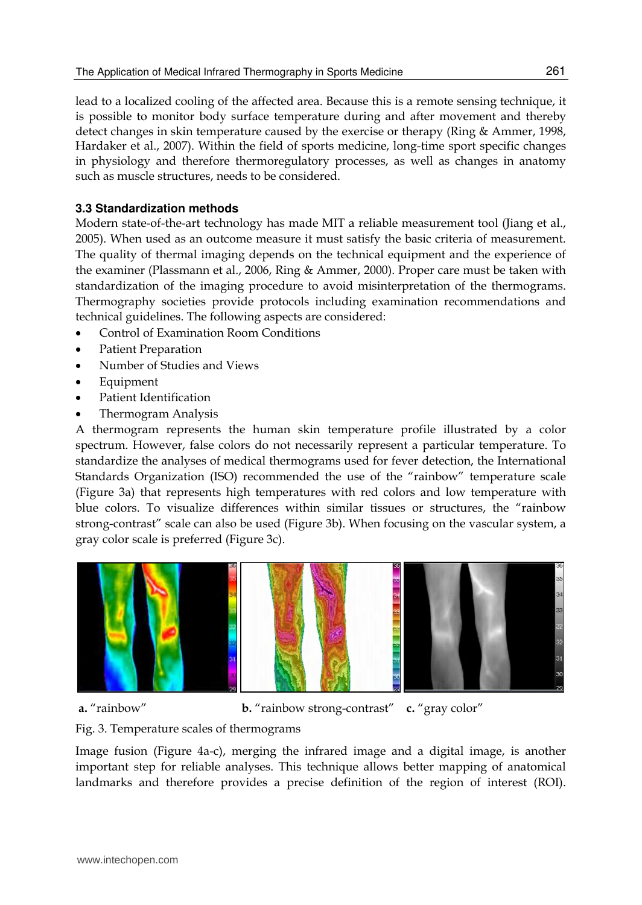lead to a localized cooling of the affected area. Because this is a remote sensing technique, it is possible to monitor body surface temperature during and after movement and thereby detect changes in skin temperature caused by the exercise or therapy (Ring & Ammer, 1998, Hardaker et al., 2007). Within the field of sports medicine, long-time sport specific changes in physiology and therefore thermoregulatory processes, as well as changes in anatomy such as muscle structures, needs to be considered.

### 3.3 Standardization methods

Modern state-of-the-art technology has made MIT a reliable measurement tool (Jiang et al., 2005). When used as an outcome measure it must satisfy the basic criteria of measurement. The quality of thermal imaging depends on the technical equipment and the experience of the examiner (Plassmann et al., 2006, Ring & Ammer, 2000). Proper care must be taken with standardization of the imaging procedure to avoid misinterpretation of the thermograms. Thermography societies provide protocols including examination recommendations and technical guidelines. The following aspects are considered:

- Control of Examination Room Conditions
- Patient Preparation
- Number of Studies and Views
- Equipment
- Patient Identification
- Thermogram Analysis

A thermogram represents the human skin temperature profile illustrated by a color spectrum. However, false colors do not necessarily represent a particular temperature. To standardize the analyses of medical thermograms used for fever detection, the International Standards Organization (ISO) recommended the use of the "rainbow" temperature scale (Figure 3a) that represents high temperatures with red colors and low temperature with blue colors. To visualize differences within similar tissues or structures, the "rainbow strong-contrast" scale can also be used (Figure 3b). When focusing on the vascular system, a gray color scale is preferred (Figure 3c).

**a.** "rainbow" **b.** "rainbow strong-contrast" **c.** "gray color"

Fig. 3. Temperature scales of thermograms

Image fusion (Figure 4a-c), merging the infrared image and a digital image, is another important step for reliable analyses. This technique allows better mapping of anatomical landmarks and therefore provides a precise definition of the region of interest (ROI).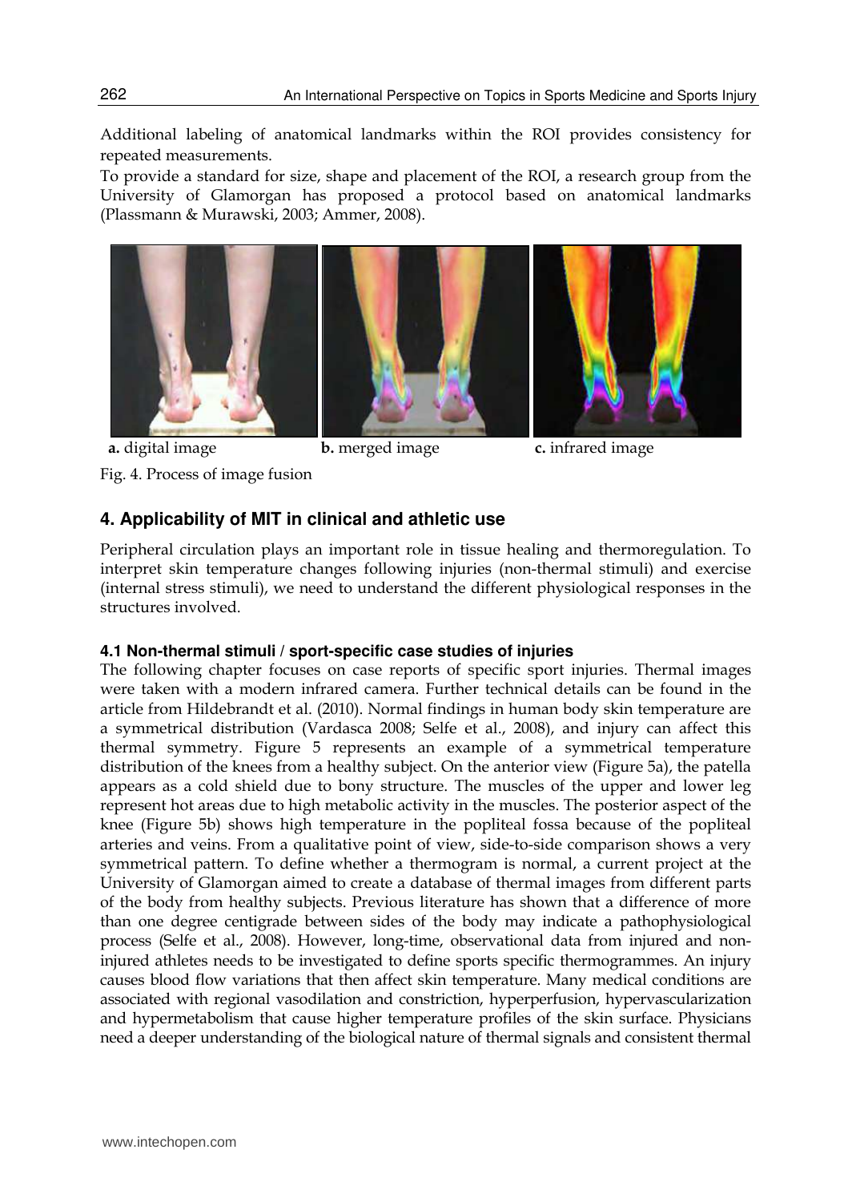Additional labeling of anatomical landmarks within the ROI provides consistency for repeated measurements.

To provide a standard for size, shape and placement of the ROI, a research group from the University of Glamorgan has proposed a protocol based on anatomical landmarks (Plassmann & Murawski, 2003; Ammer, 2008).

**a.** digital image **b.** merged image **c.** infrared image

Fig. 4. Process of image fusion

## 4. Applicability of MIT in clinical and athletic use

Peripheral circulation plays an important role in tissue healing and thermoregulation. To interpret skin temperature changes following injuries (non-thermal stimuli) and exercise (internal stress stimuli), we need to understand the different physiological responses in the structures involved.

### 4.1 Non-thermal stimuli / sport-specific case studies of injuries

The following chapter focuses on case reports of specific sport injuries. Thermal images were taken with a modern infrared camera. Further technical details can be found in the article from Hildebrandt et al. (2010). Normal findings in human body skin temperature are a symmetrical distribution (Vardasca 2008; Selfe et al., 2008), and injury can affect this thermal symmetry. Figure 5 represents an example of a symmetrical temperature distribution of the knees from a healthy subject. On the anterior view (Figure 5a), the patella appears as a cold shield due to bony structure. The muscles of the upper and lower leg represent hot areas due to high metabolic activity in the muscles. The posterior aspect of the knee (Figure 5b) shows high temperature in the popliteal fossa because of the popliteal arteries and veins. From a qualitative point of view, side-to-side comparison shows a very symmetrical pattern. To define whether a thermogram is normal, a current project at the University of Glamorgan aimed to create a database of thermal images from different parts of the body from healthy subjects. Previous literature has shown that a difference of more than one degree centigrade between sides of the body may indicate a pathophysiological process (Selfe et al., 2008). However, long-time, observational data from injured and non-injured athletes needs to be investigated to define sports specific thermogrammes. An injury causes blood flow variations that then affect skin temperature. Many medical conditions are associated with regional vasodilation and constriction, hyperperfusion, hypervascularization and hypermetabolism that cause higher temperature profiles of the skin surface. Physicians need a deeper understanding of the biological nature of thermal signals and consistent thermal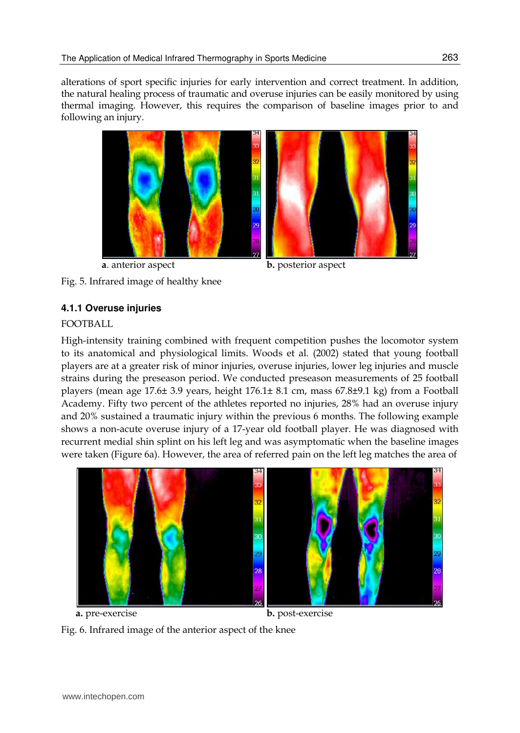alterations of sport specific injuries for early intervention and correct treatment. In addition, the natural healing process of traumatic and overuse injuries can be easily monitored by using thermal imaging. However, this requires the comparison of baseline images prior to and following an injury.

**a**. anterior aspect **b.** posterior aspect

Fig. 5. Infrared image of healthy knee

#### 4.1.1 Overuse injuries

FOOTBALL

High-intensity training combined with frequent competition pushes the locomotor system to its anatomical and physiological limits. Woods et al. (2002) stated that young football players are at a greater risk of minor injuries, overuse injuries, lower leg injuries and muscle strains during the preseason period. We conducted preseason measurements of 25 football players (mean age 17.6± 3.9 years, height 176.1± 8.1 cm, mass 67.8±9.1 kg) from a Football Academy. Fifty two percent of the athletes reported no injuries, 28% had an overuse injury and 20% sustained a traumatic injury within the previous 6 months. The following example shows a non-acute overuse injury of a 17-year old football player. He was diagnosed with recurrent medial shin splint on his left leg and was asymptomatic when the baseline images were taken (Figure 6a). However, the area of referred pain on the left leg matches the area of

**a.** pre-exercise **b.** post-exercise

Fig. 6. Infrared image of the anterior aspect of the knee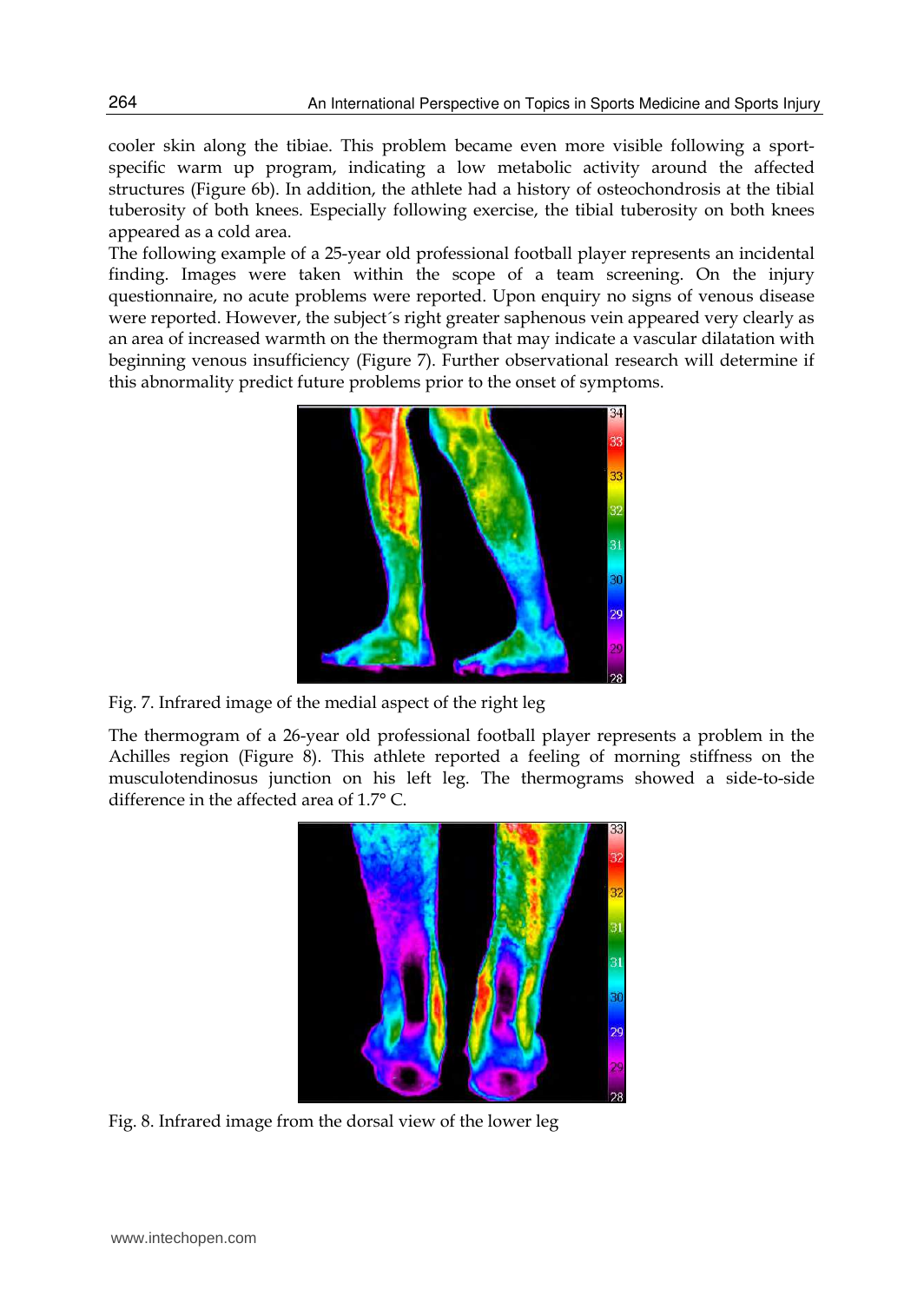cooler skin along the tibiae. This problem became even more visible following a sport-specific warm up program, indicating a low metabolic activity around the affected structures (Figure 6b). In addition, the athlete had a history of osteochondrosis at the tibial tuberosity of both knees. Especially following exercise, the tibial tuberosity on both knees appeared as a cold area.

The following example of a 25-year old professional football player represents an incidental finding. Images were taken within the scope of a team screening. On the injury questionnaire, no acute problems were reported. Upon enquiry no signs of venous disease were reported. However, the subject´s right greater saphenous vein appeared very clearly as an area of increased warmth on the thermogram that may indicate a vascular dilatation with beginning venous insufficiency (Figure 7). Further observational research will determine if this abnormality predict future problems prior to the onset of symptoms.

Fig. 7. Infrared image of the medial aspect of the right leg

The thermogram of a 26-year old professional football player represents a problem in the Achilles region (Figure 8). This athlete reported a feeling of morning stiffness on the musculotendinosus junction on his left leg. The thermograms showed a side-to-side difference in the affected area of 1.7° C.

Fig. 8. Infrared image from the dorsal view of the lower leg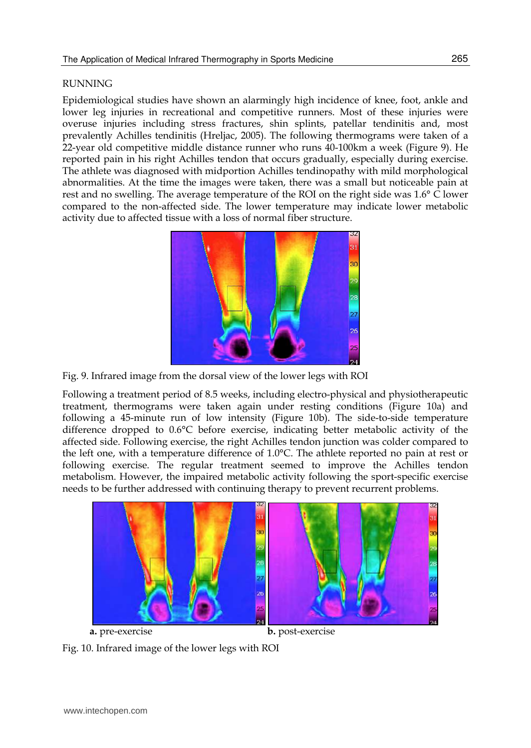RUNNING

Epidemiological studies have shown an alarmingly high incidence of knee, foot, ankle and lower leg injuries in recreational and competitive runners. Most of these injuries were overuse injuries including stress fractures, shin splints, patellar tendinitis and, most prevalently Achilles tendinitis (Hreljac, 2005). The following thermograms were taken of a 22-year old competitive middle distance runner who runs 40-100km a week (Figure 9). He reported pain in his right Achilles tendon that occurs gradually, especially during exercise. The athlete was diagnosed with midportion Achilles tendinopathy with mild morphological abnormalities. At the time the images were taken, there was a small but noticeable pain at rest and no swelling. The average temperature of the ROI on the right side was 1.6° C lower compared to the non-affected side. The lower temperature may indicate lower metabolic activity due to affected tissue with a loss of normal fiber structure.

Fig. 9. Infrared image from the dorsal view of the lower legs with ROI

Following a treatment period of 8.5 weeks, including electro-physical and physiotherapeutic treatment, thermograms were taken again under resting conditions (Figure 10a) and following a 45-minute run of low intensity (Figure 10b). The side-to-side temperature difference dropped to 0.6°C before exercise, indicating better metabolic activity of the affected side. Following exercise, the right Achilles tendon junction was colder compared to the left one, with a temperature difference of 1.0°C. The athlete reported no pain at rest or following exercise. The regular treatment seemed to improve the Achilles tendon metabolism. However, the impaired metabolic activity following the sport-specific exercise needs to be further addressed with continuing therapy to prevent recurrent problems.

**a.** pre-exercise

**b.** post-exercise

Fig. 10. Infrared image of the lower legs with ROI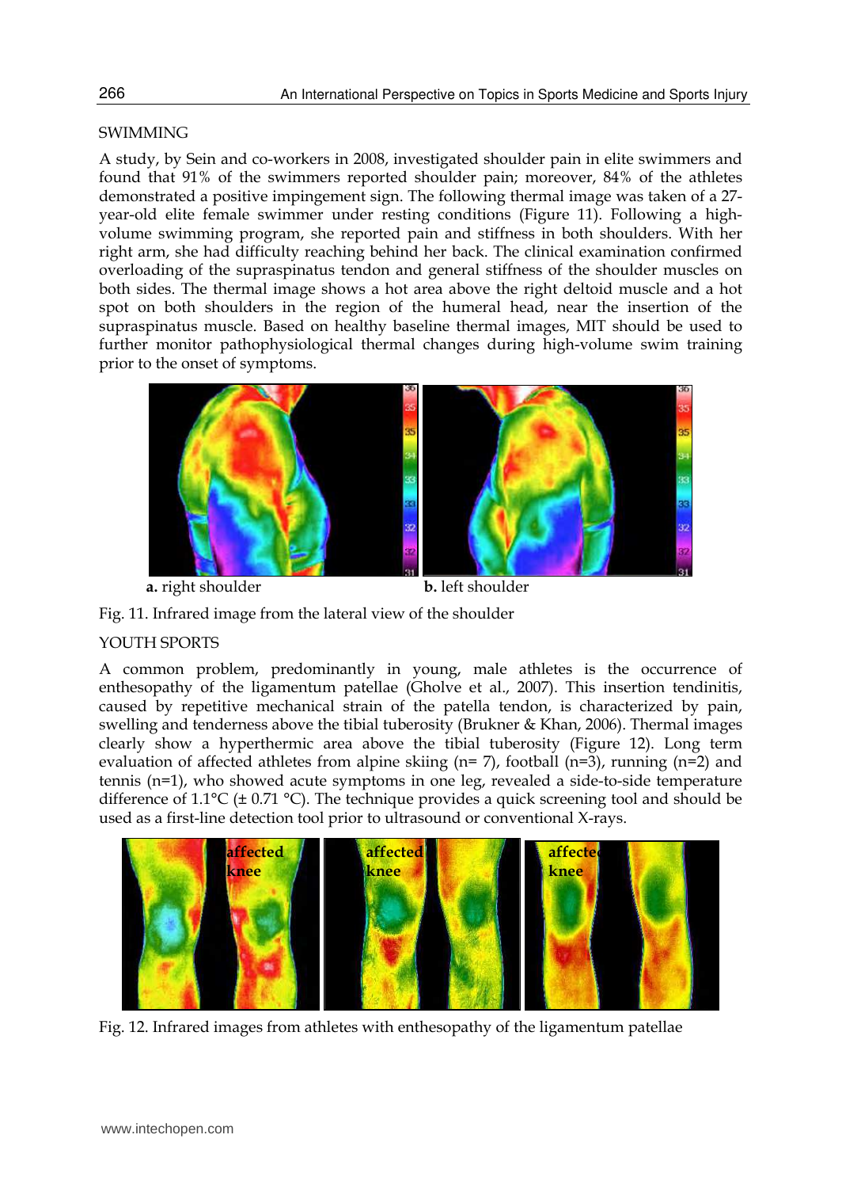SWIMMING

A study, by Sein and co-workers in 2008, investigated shoulder pain in elite swimmers and found that 91% of the swimmers reported shoulder pain; moreover, 84% of the athletes demonstrated a positive impingement sign. The following thermal image was taken of a 27-year-old elite female swimmer under resting conditions (Figure 11). Following a high-volume swimming program, she reported pain and stiffness in both shoulders. With her right arm, she had difficulty reaching behind her back. The clinical examination confirmed overloading of the supraspinatus tendon and general stiffness of the shoulder muscles on both sides. The thermal image shows a hot area above the right deltoid muscle and a hot spot on both shoulders in the region of the humeral head, near the insertion of the supraspinatus muscle. Based on healthy baseline thermal images, MIT should be used to further monitor pathophysiological thermal changes during high-volume swim training prior to the onset of symptoms.

**a.** right shoulder **b.** left shoulder

Fig. 11. Infrared image from the lateral view of the shoulder

YOUTH SPORTS

A common problem, predominantly in young, male athletes is the occurrence of enthesopathy of the ligamentum patellae (Gholve et al., 2007). This insertion tendinitis, caused by repetitive mechanical strain of the patella tendon, is characterized by pain, swelling and tenderness above the tibial tuberosity (Brukner & Khan, 2006). Thermal images clearly show a hyperthermic area above the tibial tuberosity (Figure 12). Long term evaluation of affected athletes from alpine skiing (n= 7), football (n=3), running (n=2) and tennis (n=1), who showed acute symptoms in one leg, revealed a side-to-side temperature difference of 1.1°C (± 0.71 °C). The technique provides a quick screening tool and should be used as a first-line detection tool prior to ultrasound or conventional X-rays.

Fig. 12. Infrared images from athletes with enthesopathy of the ligamentum patellae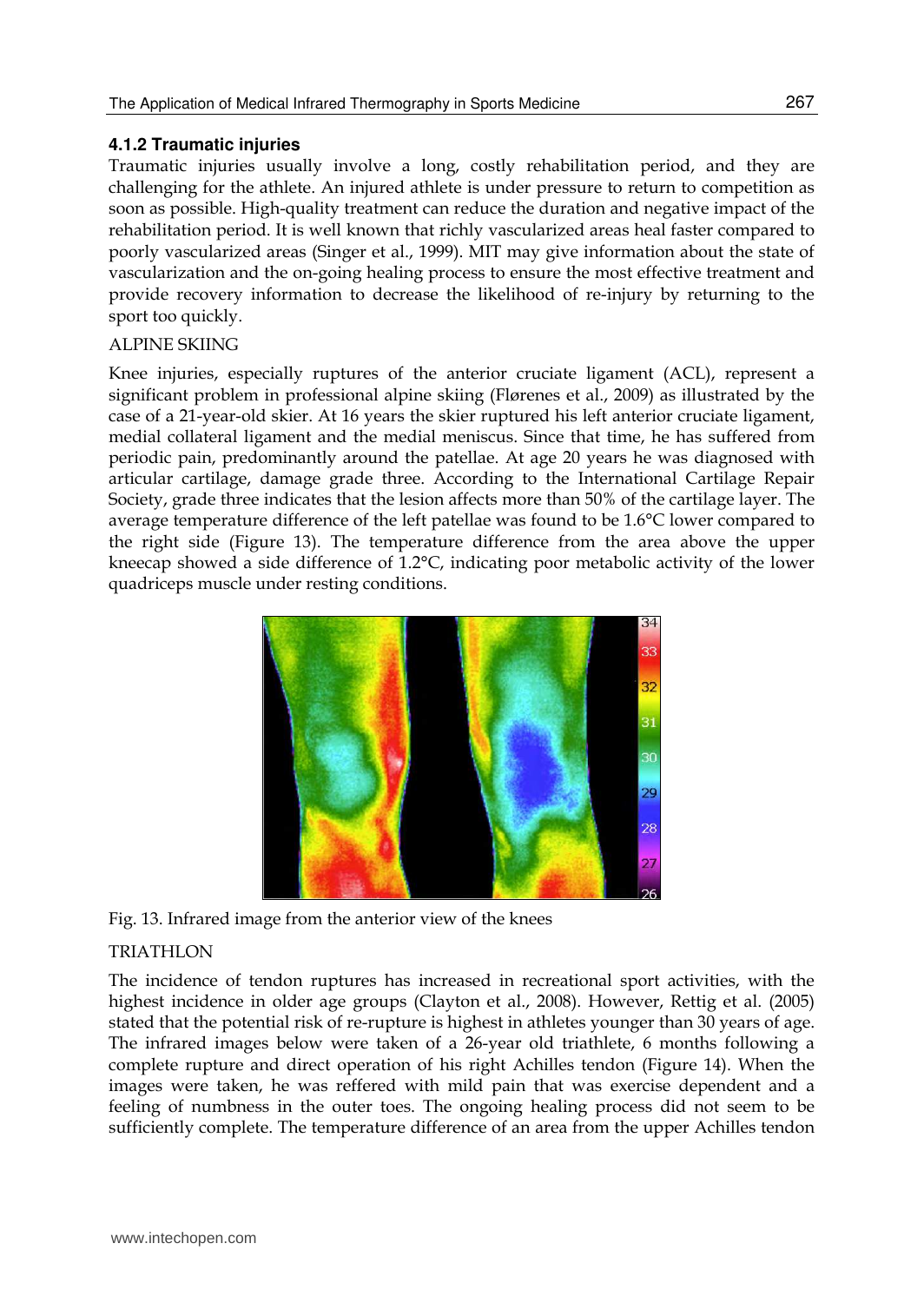### 4.1.2 Traumatic injuries

Traumatic injuries usually involve a long, costly rehabilitation period, and they are challenging for the athlete. An injured athlete is under pressure to return to competition as soon as possible. High-quality treatment can reduce the duration and negative impact of the rehabilitation period. It is well known that richly vascularized areas heal faster compared to poorly vascularized areas (Singer et al., 1999). MIT may give information about the state of vascularization and the on-going healing process to ensure the most effective treatment and provide recovery information to decrease the likelihood of re-injury by returning to the sport too quickly.

ALPINE SKIING

Knee injuries, especially ruptures of the anterior cruciate ligament (ACL), represent a significant problem in professional alpine skiing (Flørenes et al., 2009) as illustrated by the case of a 21-year-old skier. At 16 years the skier ruptured his left anterior cruciate ligament, medial collateral ligament and the medial meniscus. Since that time, he has suffered from periodic pain, predominantly around the patellae. At age 20 years he was diagnosed with articular cartilage, damage grade three. According to the International Cartilage Repair Society, grade three indicates that the lesion affects more than 50% of the cartilage layer. The average temperature difference of the left patellae was found to be 1.6°C lower compared to the right side (Figure 13). The temperature difference from the area above the upper kneecap showed a side difference of 1.2°C, indicating poor metabolic activity of the lower quadriceps muscle under resting conditions.

Fig. 13. Infrared image from the anterior view of the knees

TRIATHLON

The incidence of tendon ruptures has increased in recreational sport activities, with the highest incidence in older age groups (Clayton et al., 2008). However, Rettig et al. (2005) stated that the potential risk of re-rupture is highest in athletes younger than 30 years of age. The infrared images below were taken of a 26-year old triathlete, 6 months following a complete rupture and direct operation of his right Achilles tendon (Figure 14). When the images were taken, he was reffered with mild pain that was exercise dependent and a feeling of numbness in the outer toes. The ongoing healing process did not seem to be sufficiently complete. The temperature difference of an area from the upper Achilles tendon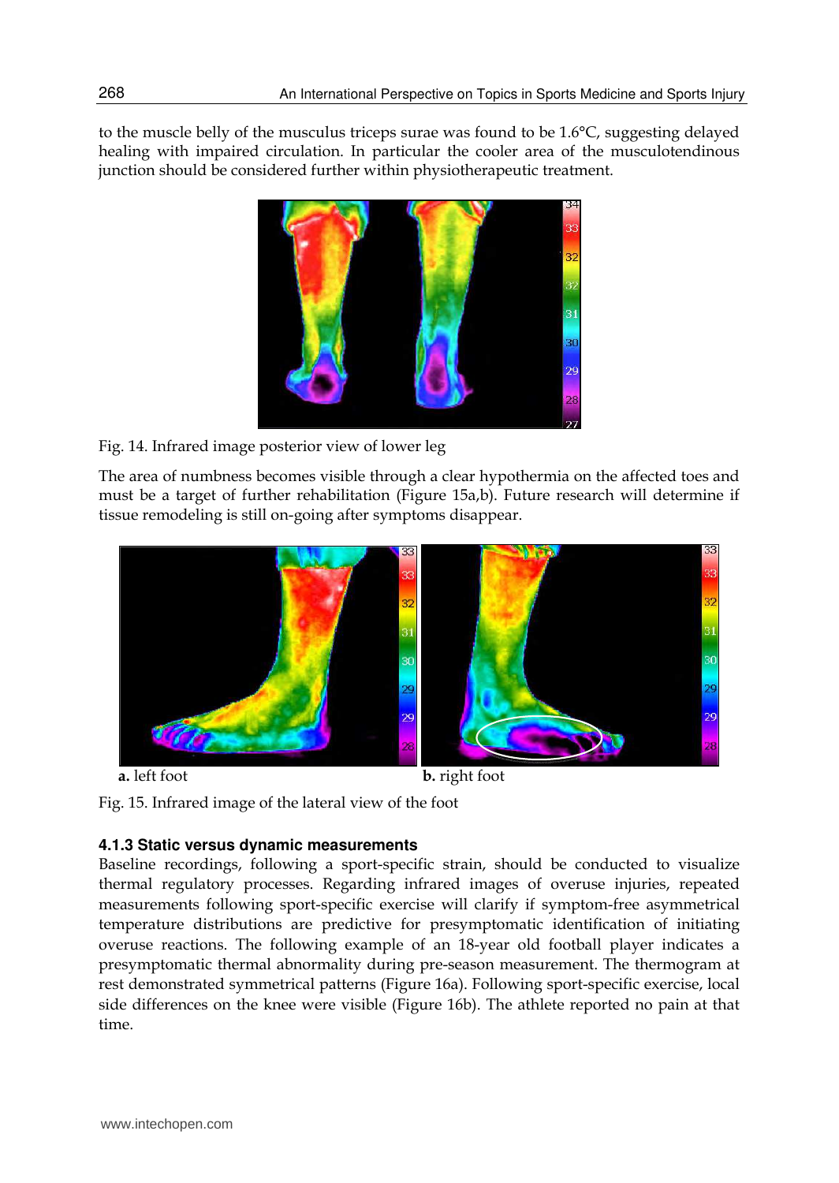to the muscle belly of the musculus triceps surae was found to be 1.6°C, suggesting delayed healing with impaired circulation. In particular the cooler area of the musculotendinous junction should be considered further within physiotherapeutic treatment.

Fig. 14. Infrared image posterior view of lower leg

The area of numbness becomes visible through a clear hypothermia on the affected toes and must be a target of further rehabilitation (Figure 15a,b). Future research will determine if tissue remodeling is still on-going after symptoms disappear.

**a.** left foot **b.** right foot

Fig. 15. Infrared image of the lateral view of the foot

### 4.1.3 Static versus dynamic measurements

Baseline recordings, following a sport-specific strain, should be conducted to visualize thermal regulatory processes. Regarding infrared images of overuse injuries, repeated measurements following sport-specific exercise will clarify if symptom-free asymmetrical temperature distributions are predictive for presymptomatic identification of initiating overuse reactions. The following example of an 18-year old football player indicates a presymptomatic thermal abnormality during pre-season measurement. The thermogram at rest demonstrated symmetrical patterns (Figure 16a). Following sport-specific exercise, local side differences on the knee were visible (Figure 16b). The athlete reported no pain at that time.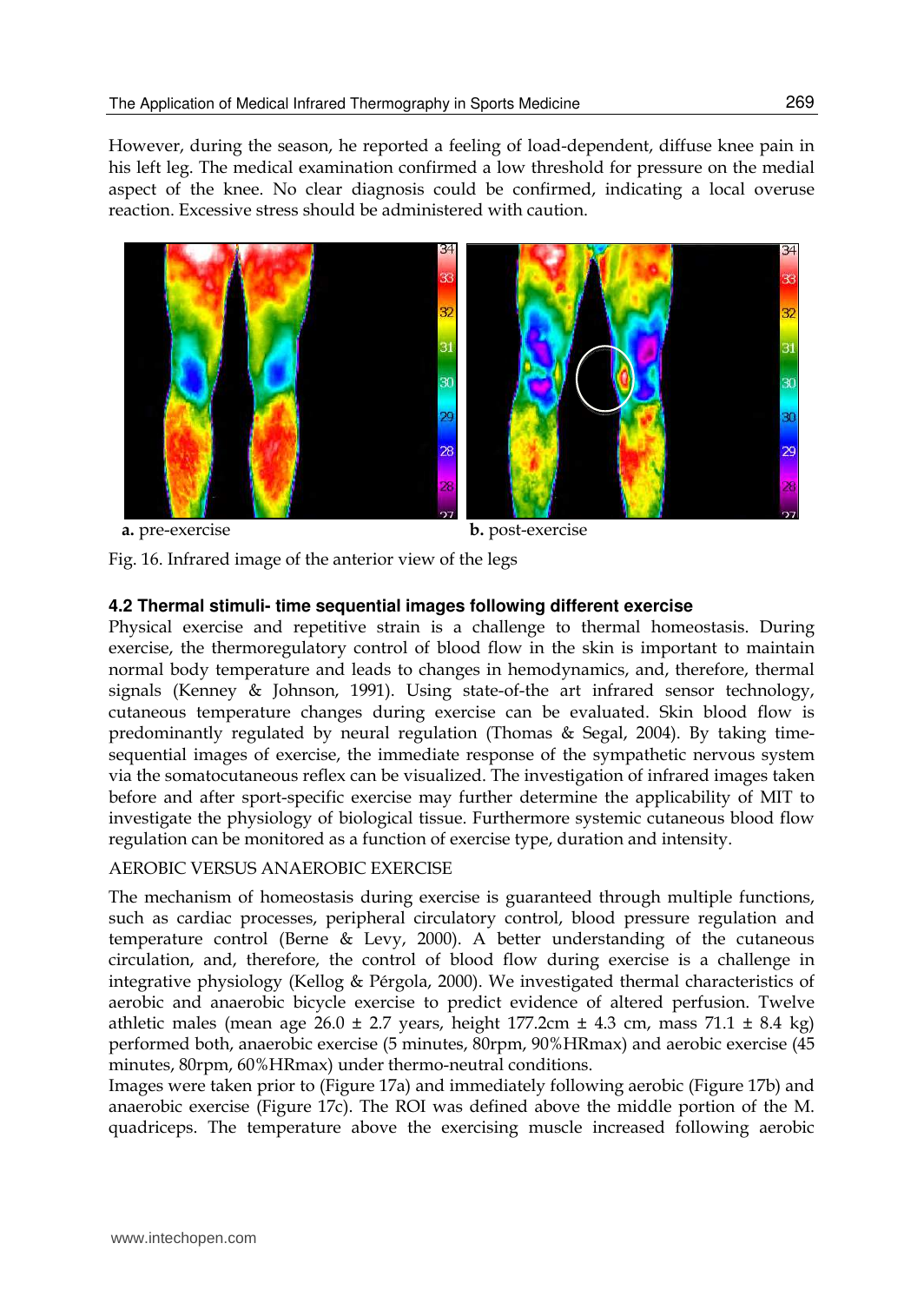However, during the season, he reported a feeling of load-dependent, diffuse knee pain in his left leg. The medical examination confirmed a low threshold for pressure on the medial aspect of the knee. No clear diagnosis could be confirmed, indicating a local overuse reaction. Excessive stress should be administered with caution.

**a.** pre-exercise **b.** post-exercise

Fig. 16. Infrared image of the anterior view of the legs

#### 4.2 Thermal stimuli- time sequential images following different exercise

Physical exercise and repetitive strain is a challenge to thermal homeostasis. During exercise, the thermoregulatory control of blood flow in the skin is important to maintain normal body temperature and leads to changes in hemodynamics, and, therefore, thermal signals (Kenney & Johnson, 1991). Using state-of-the art infrared sensor technology, cutaneous temperature changes during exercise can be evaluated. Skin blood flow is predominantly regulated by neural regulation (Thomas & Segal, 2004). By taking time-sequential images of exercise, the immediate response of the sympathetic nervous system via the somatocutaneous reflex can be visualized. The investigation of infrared images taken before and after sport-specific exercise may further determine the applicability of MIT to investigate the physiology of biological tissue. Furthermore systemic cutaneous blood flow regulation can be monitored as a function of exercise type, duration and intensity.

AEROBIC VERSUS ANAEROBIC EXERCISE

The mechanism of homeostasis during exercise is guaranteed through multiple functions, such as cardiac processes, peripheral circulatory control, blood pressure regulation and temperature control (Berne & Levy, 2000). A better understanding of the cutaneous circulation, and, therefore, the control of blood flow during exercise is a challenge in integrative physiology (Kellog & Pérgola, 2000). We investigated thermal characteristics of aerobic and anaerobic bicycle exercise to predict evidence of altered perfusion. Twelve athletic males (mean age 26.0 ± 2.7 years, height 177.2cm ± 4.3 cm, mass 71.1 ± 8.4 kg) performed both, anaerobic exercise (5 minutes, 80rpm, 90%HRmax) and aerobic exercise (45 minutes, 80rpm, 60%HRmax) under thermo-neutral conditions.

Images were taken prior to (Figure 17a) and immediately following aerobic (Figure 17b) and anaerobic exercise (Figure 17c). The ROI was defined above the middle portion of the M. quadriceps. The temperature above the exercising muscle increased following aerobic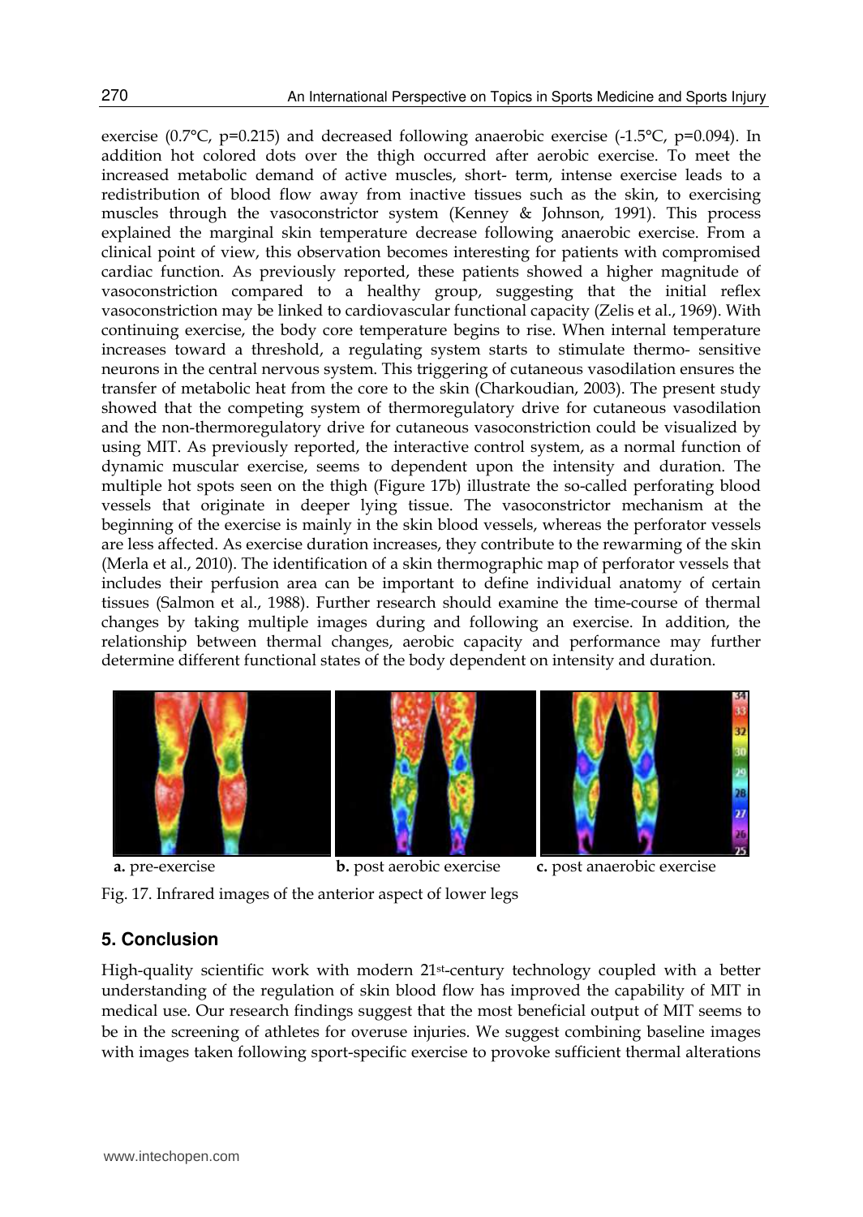exercise (0.7°C, p=0.215) and decreased following anaerobic exercise (-1.5°C, p=0.094). In addition hot colored dots over the thigh occurred after aerobic exercise. To meet the increased metabolic demand of active muscles, short- term, intense exercise leads to a redistribution of blood flow away from inactive tissues such as the skin, to exercising muscles through the vasoconstrictor system (Kenney & Johnson, 1991). This process explained the marginal skin temperature decrease following anaerobic exercise. From a clinical point of view, this observation becomes interesting for patients with compromised cardiac function. As previously reported, these patients showed a higher magnitude of vasoconstriction compared to a healthy group, suggesting that the initial reflex vasoconstriction may be linked to cardiovascular functional capacity (Zelis et al., 1969). With continuing exercise, the body core temperature begins to rise. When internal temperature increases toward a threshold, a regulating system starts to stimulate thermo- sensitive neurons in the central nervous system. This triggering of cutaneous vasodilation ensures the transfer of metabolic heat from the core to the skin (Charkoudian, 2003). The present study showed that the competing system of thermoregulatory drive for cutaneous vasodilation and the non-thermoregulatory drive for cutaneous vasoconstriction could be visualized by using MIT. As previously reported, the interactive control system, as a normal function of dynamic muscular exercise, seems to dependent upon the intensity and duration. The multiple hot spots seen on the thigh (Figure 17b) illustrate the so-called perforating blood vessels that originate in deeper lying tissue. The vasoconstrictor mechanism at the beginning of the exercise is mainly in the skin blood vessels, whereas the perforator vessels are less affected. As exercise duration increases, they contribute to the rewarming of the skin (Merla et al., 2010). The identification of a skin thermographic map of perforator vessels that includes their perfusion area can be important to define individual anatomy of certain tissues (Salmon et al., 1988). Further research should examine the time-course of thermal changes by taking multiple images during and following an exercise. In addition, the relationship between thermal changes, aerobic capacity and performance may further determine different functional states of the body dependent on intensity and duration.

**a.** pre-exercise **b.** post aerobic exercise **c.** post anaerobic exercise

Fig. 17. Infrared images of the anterior aspect of lower legs

## 5. Conclusion

High-quality scientific work with modern 21st-century technology coupled with a better understanding of the regulation of skin blood flow has improved the capability of MIT in medical use. Our research findings suggest that the most beneficial output of MIT seems to be in the screening of athletes for overuse injuries. We suggest combining baseline images with images taken following sport-specific exercise to provoke sufficient thermal alterations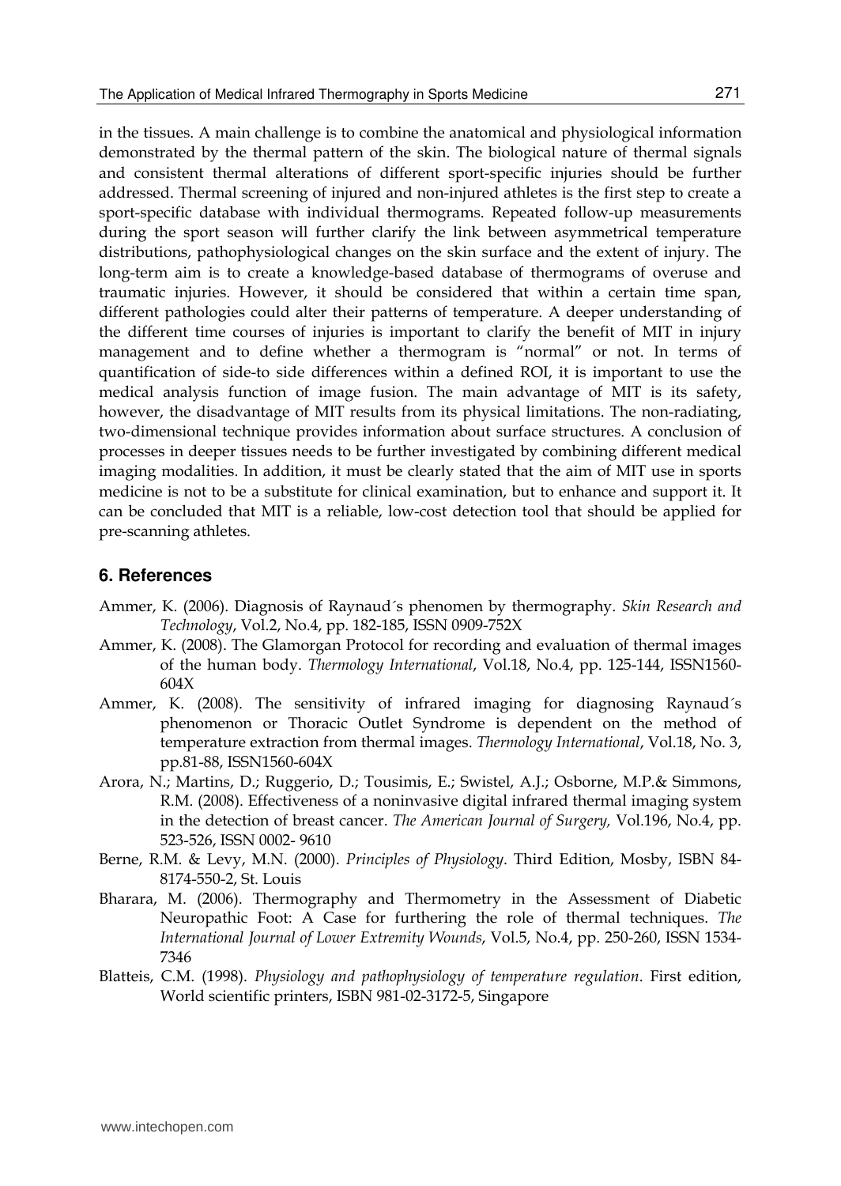in the tissues. A main challenge is to combine the anatomical and physiological information demonstrated by the thermal pattern of the skin. The biological nature of thermal signals and consistent thermal alterations of different sport-specific injuries should be further addressed. Thermal screening of injured and non-injured athletes is the first step to create a sport-specific database with individual thermograms. Repeated follow-up measurements during the sport season will further clarify the link between asymmetrical temperature distributions, pathophysiological changes on the skin surface and the extent of injury. The long-term aim is to create a knowledge-based database of thermograms of overuse and traumatic injuries. However, it should be considered that within a certain time span, different pathologies could alter their patterns of temperature. A deeper understanding of the different time courses of injuries is important to clarify the benefit of MIT in injury management and to define whether a thermogram is "normal" or not. In terms of quantification of side-to side differences within a defined ROI, it is important to use the medical analysis function of image fusion. The main advantage of MIT is its safety, however, the disadvantage of MIT results from its physical limitations. The non-radiating, two-dimensional technique provides information about surface structures. A conclusion of processes in deeper tissues needs to be further investigated by combining different medical imaging modalities. In addition, it must be clearly stated that the aim of MIT use in sports medicine is not to be a substitute for clinical examination, but to enhance and support it. It can be concluded that MIT is a reliable, low-cost detection tool that should be applied for pre-scanning athletes.

## 6. References

Ammer, K. (2006). Diagnosis of Raynaud´s phenomen by thermography. *Skin Research and Technology*, Vol.2, No.4, pp. 182-185, ISSN 0909-752X

Ammer, K. (2008). The Glamorgan Protocol for recording and evaluation of thermal images of the human body. *Thermology International*, Vol.18, No.4, pp. 125-144, ISSN1560-604X

Ammer, K. (2008). The sensitivity of infrared imaging for diagnosing Raynaud´s phenomenon or Thoracic Outlet Syndrome is dependent on the method of temperature extraction from thermal images. *Thermology International*, Vol.18, No. 3, pp.81-88, ISSN1560-604X

Arora, N.; Martins, D.; Ruggerio, D.; Tousimis, E.; Swistel, A.J.; Osborne, M.P.& Simmons, R.M. (2008). Effectiveness of a noninvasive digital infrared thermal imaging system in the detection of breast cancer. *The American Journal of Surgery,* Vol.196, No.4, pp. 523-526, ISSN 0002- 9610

Berne, R.M. & Levy, M.N. (2000). *Principles of Physiology*. Third Edition, Mosby, ISBN 84-8174-550-2, St. Louis

Bharara, M. (2006). Thermography and Thermometry in the Assessment of Diabetic Neuropathic Foot: A Case for furthering the role of thermal techniques. *The International Journal of Lower Extremity Wounds*, Vol.5, No.4, pp. 250-260, ISSN 1534-7346

Blatteis, C.M. (1998). *Physiology and pathophysiology of temperature regulation*. First edition, World scientific printers, ISBN 981-02-3172-5, Singapore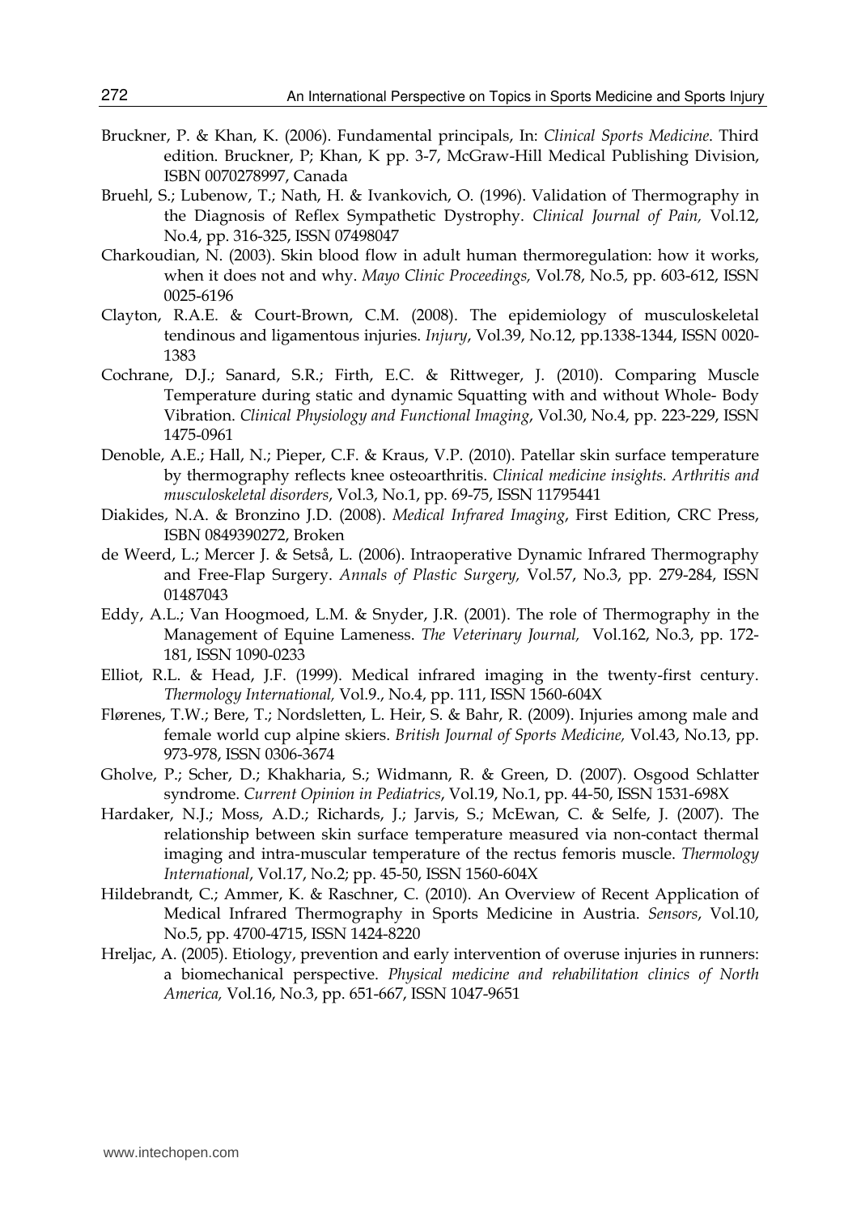Bruckner, P. & Khan, K. (2006). Fundamental principals, In: *Clinical Sports Medicine*. Third edition. Bruckner, P; Khan, K pp. 3-7, McGraw-Hill Medical Publishing Division, ISBN 0070278997, Canada

Bruehl, S.; Lubenow, T.; Nath, H. & Ivankovich, O. (1996). Validation of Thermography in the Diagnosis of Reflex Sympathetic Dystrophy. *Clinical Journal of Pain,* Vol.12, No.4, pp. 316-325, ISSN 07498047

Charkoudian, N. (2003). Skin blood flow in adult human thermoregulation: how it works, when it does not and why. *Mayo Clinic Proceedings,* Vol.78, No.5, pp. 603-612, ISSN 0025-6196

Clayton, R.A.E. & Court-Brown, C.M. (2008). The epidemiology of musculoskeletal tendinous and ligamentous injuries. *Injury*, Vol.39, No.12, pp.1338-1344, ISSN 0020-1383

Cochrane, D.J.; Sanard, S.R.; Firth, E.C. & Rittweger, J. (2010). Comparing Muscle Temperature during static and dynamic Squatting with and without Whole- Body Vibration. *Clinical Physiology and Functional Imaging*, Vol.30, No.4, pp. 223-229, ISSN 1475-0961

Denoble, A.E.; Hall, N.; Pieper, C.F. & Kraus, V.P. (2010). Patellar skin surface temperature by thermography reflects knee osteoarthritis. *Clinical medicine insights. Arthritis and musculoskeletal disorders*, Vol.3, No.1, pp. 69-75, ISSN 11795441

Diakides, N.A. & Bronzino J.D. (2008). *Medical Infrared Imaging*, First Edition, CRC Press, ISBN 0849390272, Broken

de Weerd, L.; Mercer J. & Setså, L. (2006). Intraoperative Dynamic Infrared Thermography and Free-Flap Surgery. *Annals of Plastic Surgery,* Vol.57, No.3, pp. 279-284, ISSN 01487043

Eddy, A.L.; Van Hoogmoed, L.M. & Snyder, J.R. (2001). The role of Thermography in the Management of Equine Lameness. *The Veterinary Journal,* Vol.162, No.3, pp. 172-181, ISSN 1090-0233

Elliot, R.L. & Head, J.F. (1999). Medical infrared imaging in the twenty-first century. *Thermology International,* Vol.9., No.4, pp. 111, ISSN 1560-604X

Flørenes, T.W.; Bere, T.; Nordsletten, L. Heir, S. & Bahr, R. (2009). Injuries among male and female world cup alpine skiers. *British Journal of Sports Medicine,* Vol.43, No.13, pp. 973-978, ISSN 0306-3674

Gholve, P.; Scher, D.; Khakharia, S.; Widmann, R. & Green, D. (2007). Osgood Schlatter syndrome. *Current Opinion in Pediatrics*, Vol.19, No.1, pp. 44-50, ISSN 1531-698X

Hardaker, N.J.; Moss, A.D.; Richards, J.; Jarvis, S.; McEwan, C. & Selfe, J. (2007). The relationship between skin surface temperature measured via non-contact thermal imaging and intra-muscular temperature of the rectus femoris muscle. *Thermology International*, Vol.17, No.2; pp. 45-50, ISSN 1560-604X

Hildebrandt, C.; Ammer, K. & Raschner, C. (2010). An Overview of Recent Application of Medical Infrared Thermography in Sports Medicine in Austria. *Sensors*, Vol.10, No.5, pp. 4700-4715, ISSN 1424-8220

Hreljac, A. (2005). Etiology, prevention and early intervention of overuse injuries in runners: a biomechanical perspective. *Physical medicine and rehabilitation clinics of North America,* Vol.16, No.3, pp. 651-667, ISSN 1047-9651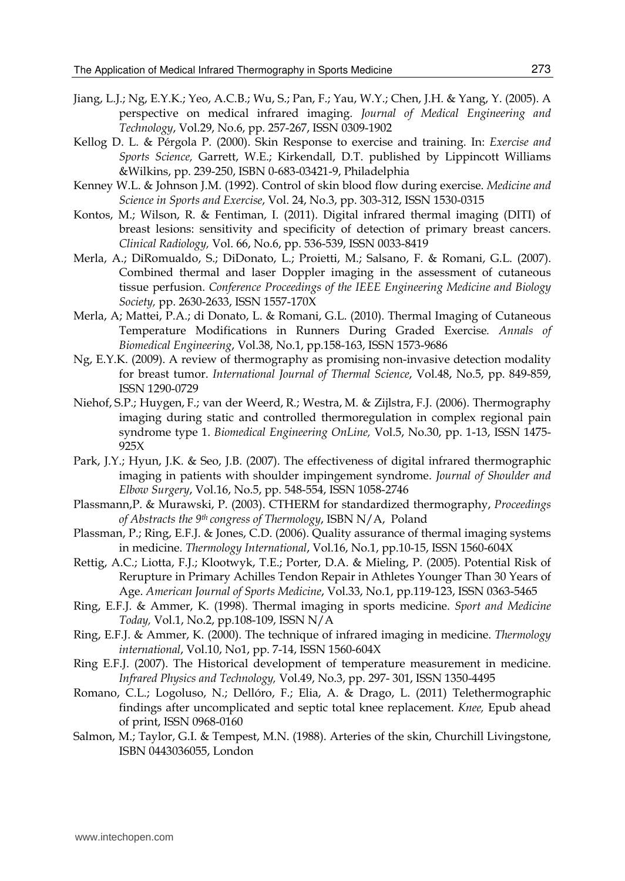Jiang, L.J.; Ng, E.Y.K.; Yeo, A.C.B.; Wu, S.; Pan, F.; Yau, W.Y.; Chen, J.H. & Yang, Y. (2005). A perspective on medical infrared imaging. *Journal of Medical Engineering and Technology*, Vol.29, No.6, pp. 257-267, ISSN 0309-1902

Kellog D. L. & Pérgola P. (2000). Skin Response to exercise and training. In: *Exercise and Sports Science,* Garrett, W.E.; Kirkendall, D.T. published by Lippincott Williams &Wilkins, pp. 239-250, ISBN 0-683-03421-9, Philadelphia

Kenney W.L. & Johnson J.M. (1992). Control of skin blood flow during exercise. *Medicine and Science in Sports and Exercise*, Vol. 24, No.3, pp. 303-312, ISSN 1530-0315

Kontos, M.; Wilson, R. & Fentiman, I. (2011). Digital infrared thermal imaging (DITI) of breast lesions: sensitivity and specificity of detection of primary breast cancers. *Clinical Radiology,* Vol. 66, No.6, pp. 536-539, ISSN 0033-8419

Merla, A.; DiRomualdo, S.; DiDonato, L.; Proietti, M.; Salsano, F. & Romani, G.L. (2007). Combined thermal and laser Doppler imaging in the assessment of cutaneous tissue perfusion. *Conference Proceedings of the IEEE Engineering Medicine and Biology Society,* pp. 2630-2633, ISSN 1557-170X

Merla, A; Mattei, P.A.; di Donato, L. & Romani, G.L. (2010). Thermal Imaging of Cutaneous Temperature Modifications in Runners During Graded Exercise*. Annals of Biomedical Engineering*, Vol.38, No.1, pp.158-163, ISSN 1573-9686

Ng, E.Y.K. (2009). A review of thermography as promising non-invasive detection modality for breast tumor. *International Journal of Thermal Science*, Vol.48, No.5, pp. 849-859, ISSN 1290-0729

Niehof, S.P.; Huygen, F.; van der Weerd, R.; Westra, M. & Zijlstra, F.J. (2006). Thermography imaging during static and controlled thermoregulation in complex regional pain syndrome type 1. *Biomedical Engineering OnLine,* Vol.5, No.30, pp. 1-13, ISSN 1475-925X

Park, J.Y.; Hyun, J.K. & Seo, J.B. (2007). The effectiveness of digital infrared thermographic imaging in patients with shoulder impingement syndrome. *Journal of Shoulder and Elbow Surgery*, Vol.16, No.5, pp. 548-554, ISSN 1058-2746

Plassmann,P. & Murawski, P. (2003). CTHERM for standardized thermography, *Proceedings of Abstracts the 9th congress of Thermology*, ISBN N/A, Poland

Plassman, P.; Ring, E.F.J. & Jones, C.D. (2006). Quality assurance of thermal imaging systems in medicine. *Thermology International*, Vol.16, No.1, pp.10-15, ISSN 1560-604X

Rettig, A.C.; Liotta, F.J.; Klootwyk, T.E.; Porter, D.A. & Mieling, P. (2005). Potential Risk of Rerupture in Primary Achilles Tendon Repair in Athletes Younger Than 30 Years of Age. *American Journal of Sports Medicine*, Vol.33, No.1, pp.119-123, ISSN 0363-5465

Ring, E.F.J. & Ammer, K. (1998). Thermal imaging in sports medicine. *Sport and Medicine Today,* Vol.1, No.2, pp.108-109, ISSN N/A

Ring, E.F.J. & Ammer, K. (2000). The technique of infrared imaging in medicine. *Thermology international*, Vol.10, No1, pp. 7-14, ISSN 1560-604X

Ring E.F.J. (2007). The Historical development of temperature measurement in medicine. *Infrared Physics and Technology,* Vol.49, No.3, pp. 297- 301, ISSN 1350-4495

Romano, C.L.; Logoluso, N.; Dellóro, F.; Elia, A. & Drago, L. (2011) Telethermographic findings after uncomplicated and septic total knee replacement. *Knee,* Epub ahead of print, ISSN 0968-0160

Salmon, M.; Taylor, G.I. & Tempest, M.N. (1988). Arteries of the skin, Churchill Livingstone, ISBN 0443036055, London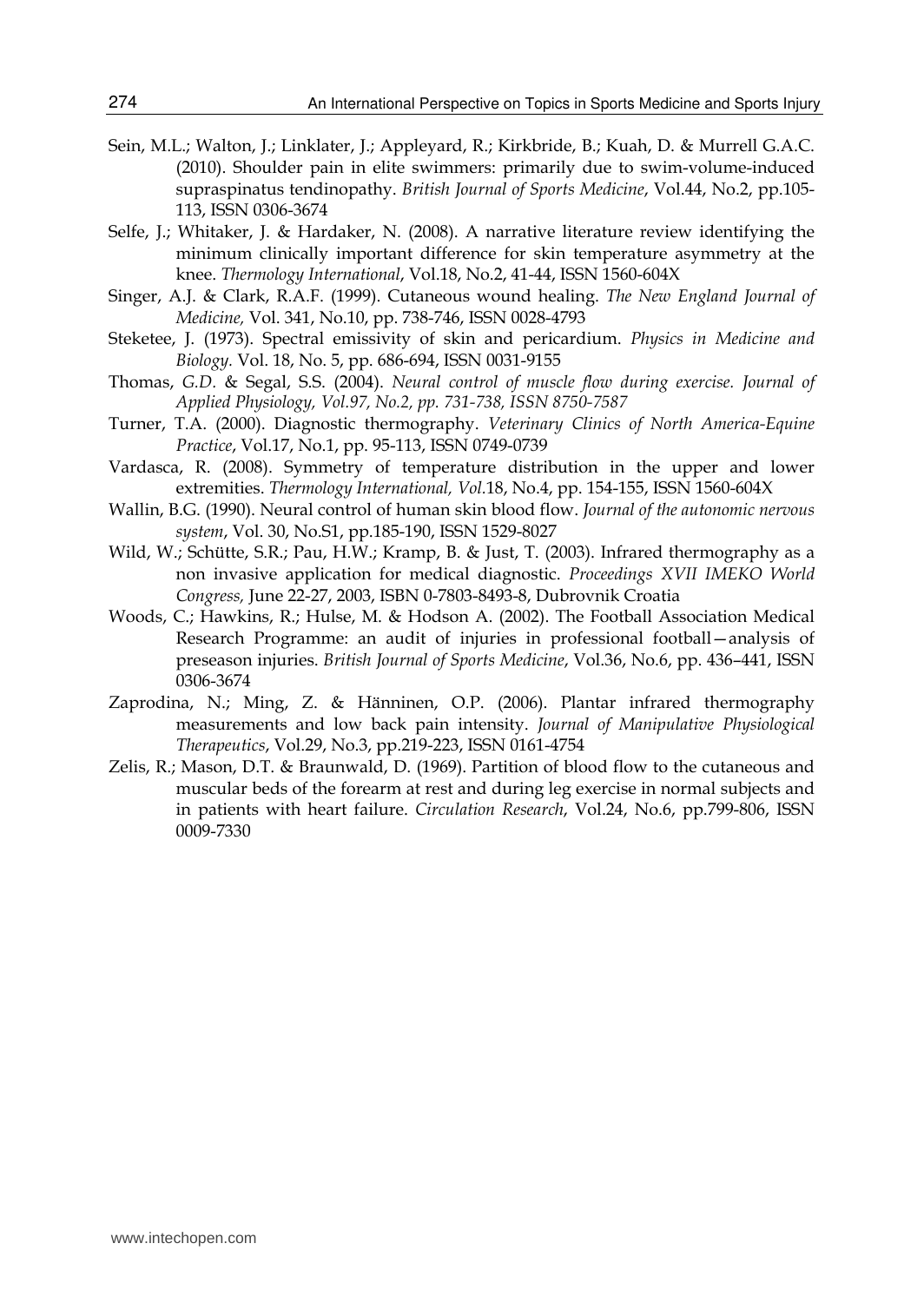Sein, M.L.; Walton, J.; Linklater, J.; Appleyard, R.; Kirkbride, B.; Kuah, D. & Murrell G.A.C. (2010). Shoulder pain in elite swimmers: primarily due to swim-volume-induced supraspinatus tendinopathy. *British Journal of Sports Medicine*, Vol.44, No.2, pp.105-113, ISSN 0306-3674

Selfe, J.; Whitaker, J. & Hardaker, N. (2008). A narrative literature review identifying the minimum clinically important difference for skin temperature asymmetry at the knee. *Thermology International*, Vol.18, No.2, 41-44, ISSN 1560-604X

Singer, A.J. & Clark, R.A.F. (1999). Cutaneous wound healing. *The New England Journal of Medicine,* Vol. 341, No.10, pp. 738-746, ISSN 0028-4793

Steketee, J. (1973). Spectral emissivity of skin and pericardium. *Physics in Medicine and Biology*. Vol. 18, No. 5, pp. 686-694, ISSN 0031-9155

Thomas, *G.D*. & Segal, S.S. (2004). *Neural control of muscle flow during exercise. Journal of Applied Physiology, Vol.97, No.2, pp. 731-738, ISSN 8750-7587*

Turner, T.A. (2000). Diagnostic thermography. *Veterinary Clinics of North America-Equine Practice*, Vol.17, No.1, pp. 95-113, ISSN 0749-0739

Vardasca, R. (2008). Symmetry of temperature distribution in the upper and lower extremities. *Thermology International, Vol.*18, No.4, pp. 154-155, ISSN 1560-604X

Wallin, B.G. (1990). Neural control of human skin blood flow. *Journal of the autonomic nervous system*, Vol. 30, No.S1, pp.185-190, ISSN 1529-8027

Wild, W.; Schütte, S.R.; Pau, H.W.; Kramp, B. & Just, T. (2003). Infrared thermography as a non invasive application for medical diagnostic. *Proceedings XVII IMEKO World Congress,* June 22-27, 2003, ISBN 0-7803-8493-8, Dubrovnik Croatia

Woods, C.; Hawkins, R.; Hulse, M. & Hodson A. (2002). The Football Association Medical Research Programme: an audit of injuries in professional football—analysis of preseason injuries. *British Journal of Sports Medicine*, Vol.36, No.6, pp. 436–441, ISSN 0306-3674

Zaprodina, N.; Ming, Z. & Hänninen, O.P. (2006). Plantar infrared thermography measurements and low back pain intensity. *Journal of Manipulative Physiological Therapeutics*, Vol.29, No.3, pp.219-223, ISSN 0161-4754

Zelis, R.; Mason, D.T. & Braunwald, D. (1969). Partition of blood flow to the cutaneous and muscular beds of the forearm at rest and during leg exercise in normal subjects and in patients with heart failure. *Circulation Research*, Vol.24, No.6, pp.799-806, ISSN 0009-7330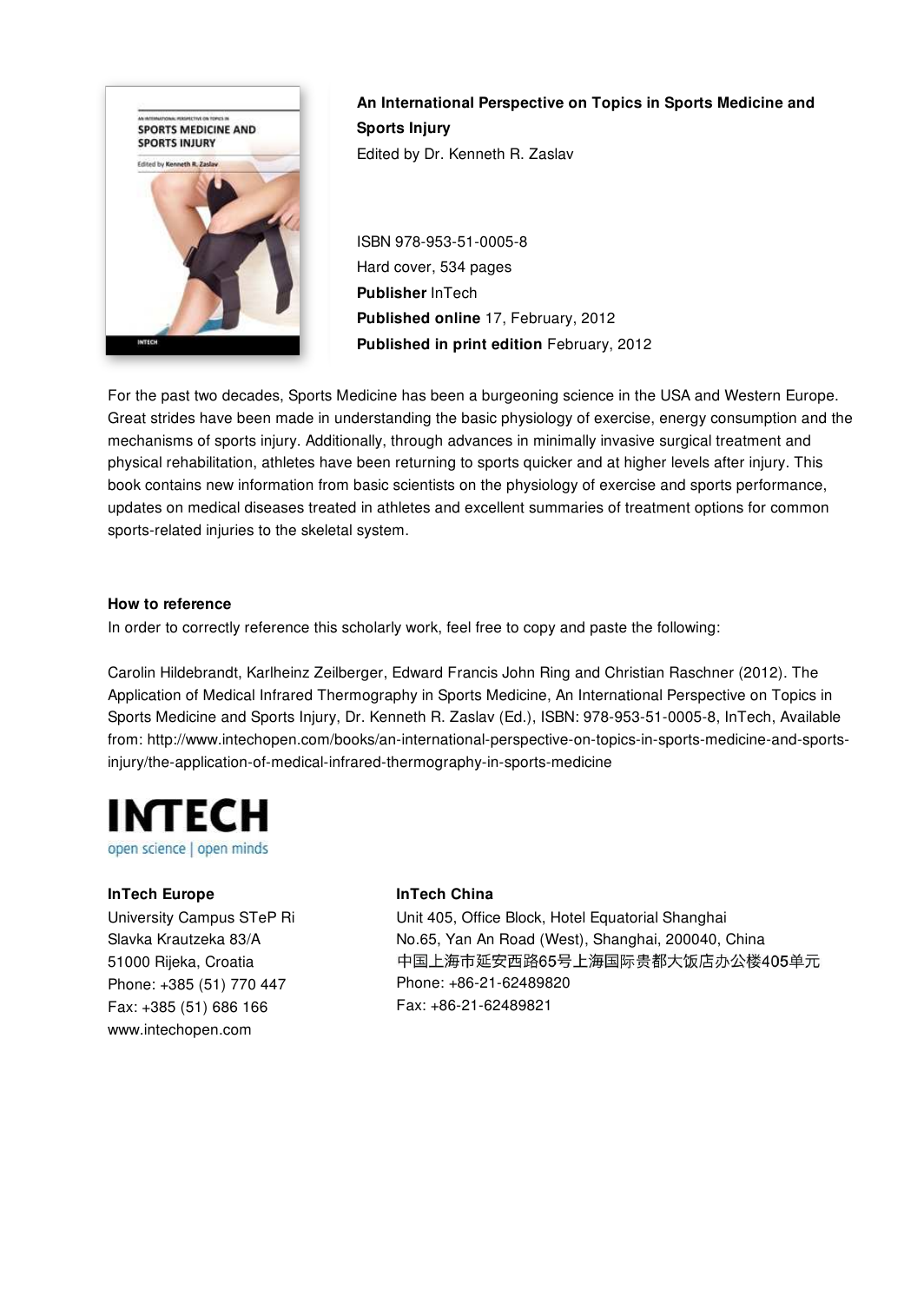**An International Perspective on Topics in Sports Medicine and Sports Injury**
Edited by Dr. Kenneth R. Zaslav

ISBN 978-953-51-0005-8
Hard cover, 534 pages
**Publisher** InTech
**Published online** 17, February, 2012
**Published in print edition** February, 2012

For the past two decades, Sports Medicine has been a burgeoning science in the USA and Western Europe. Great strides have been made in understanding the basic physiology of exercise, energy consumption and the mechanisms of sports injury. Additionally, through advances in minimally invasive surgical treatment and physical rehabilitation, athletes have been returning to sports quicker and at higher levels after injury. This book contains new information from basic scientists on the physiology of exercise and sports performance, updates on medical diseases treated in athletes and excellent summaries of treatment options for common sports-related injuries to the skeletal system.

**How to reference**

In order to correctly reference this scholarly work, feel free to copy and paste the following:

Carolin Hildebrandt, Karlheinz Zeilberger, Edward Francis John Ring and Christian Raschner (2012). The Application of Medical Infrared Thermography in Sports Medicine, An International Perspective on Topics in Sports Medicine and Sports Injury, Dr. Kenneth R. Zaslav (Ed.), ISBN: 978-953-51-0005-8, InTech, Available from: http://www.intechopen.com/books/an-international-perspective-on-topics-in-sports-medicine-and-sports-injury/the-application-of-medical-infrared-thermography-in-sports-medicine

INTECH
open science | open minds

**InTech Europe**
University Campus STeP Ri
Slavka Krautzeka 83/A
51000 Rijeka, Croatia
Phone: +385 (51) 770 447
Fax: +385 (51) 686 166
www.intechopen.com

**InTech China**
Unit 405, Office Block, Hotel Equatorial Shanghai
No.65, Yan An Road (West), Shanghai, 200040, China
中国上海市延安西路65号上海国际贵都大饭店办公楼405单元
Phone: +86-21-62489820
Fax: +86-21-62489821